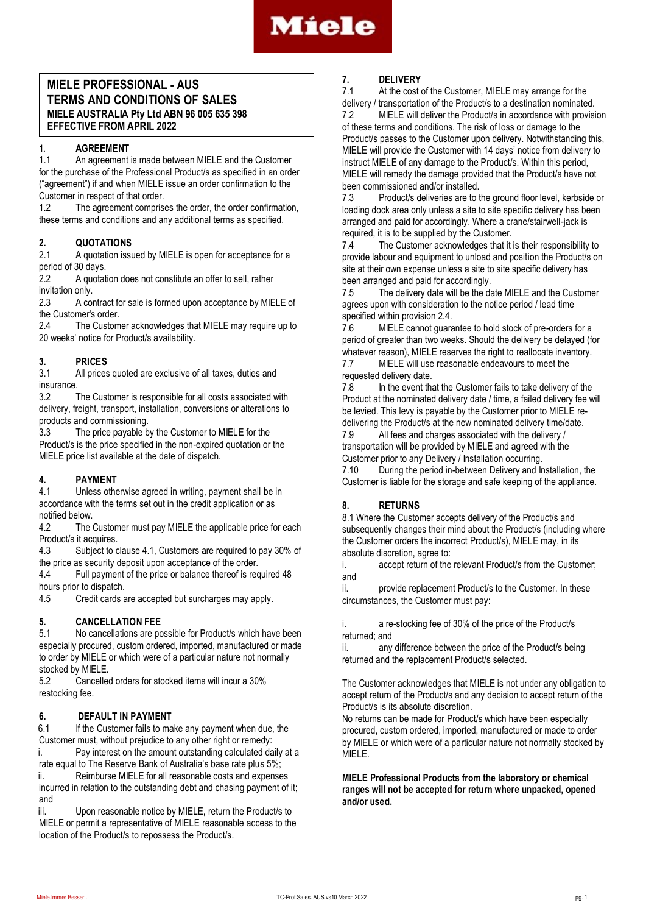# MIELE PROFESSIONAL - AUS
# TERMS AND CONDITIONS OF SALES
**MIELE AUSTRALIA Pty Ltd ABN 96 005 635 398**
**EFFECTIVE FROM APRIL 2022**

## 1. AGREEMENT

1.1 An agreement is made between MIELE and the Customer for the purchase of the Professional Product/s as specified in an order ("agreement") if and when MIELE issue an order confirmation to the Customer in respect of that order.

1.2 The agreement comprises the order, the order confirmation, these terms and conditions and any additional terms as specified.

## 2. QUOTATIONS

2.1 A quotation issued by MIELE is open for acceptance for a period of 30 days.

2.2 A quotation does not constitute an offer to sell, rather invitation only.

2.3 A contract for sale is formed upon acceptance by MIELE of the Customer's order.

2.4 The Customer acknowledges that MIELE may require up to 20 weeks' notice for Product/s availability.

## 3. PRICES

3.1 All prices quoted are exclusive of all taxes, duties and insurance.

3.2 The Customer is responsible for all costs associated with delivery, freight, transport, installation, conversions or alterations to products and commissioning.

3.3 The price payable by the Customer to MIELE for the Product/s is the price specified in the non-expired quotation or the MIELE price list available at the date of dispatch.

## 4. PAYMENT

4.1 Unless otherwise agreed in writing, payment shall be in accordance with the terms set out in the credit application or as notified below.

4.2 The Customer must pay MIELE the applicable price for each Product/s it acquires.

4.3 Subject to clause 4.1, Customers are required to pay 30% of the price as security deposit upon acceptance of the order.

4.4 Full payment of the price or balance thereof is required 48 hours prior to dispatch.

4.5 Credit cards are accepted but surcharges may apply.

## 5. CANCELLATION FEE

5.1 No cancellations are possible for Product/s which have been especially procured, custom ordered, imported, manufactured or made to order by MIELE or which were of a particular nature not normally stocked by MIELE.

5.2 Cancelled orders for stocked items will incur a 30% restocking fee.

## 6. DEFAULT IN PAYMENT

6.1 If the Customer fails to make any payment when due, the Customer must, without prejudice to any other right or remedy:

i. Pay interest on the amount outstanding calculated daily at a rate equal to The Reserve Bank of Australia's base rate plus 5%;

ii. Reimburse MIELE for all reasonable costs and expenses incurred in relation to the outstanding debt and chasing payment of it; and

iii. Upon reasonable notice by MIELE, return the Product/s to MIELE or permit a representative of MIELE reasonable access to the location of the Product/s to repossess the Product/s.

## 7. DELIVERY

7.1 At the cost of the Customer, MIELE may arrange for the delivery / transportation of the Product/s to a destination nominated.

7.2 MIELE will deliver the Product/s in accordance with provision of these terms and conditions. The risk of loss or damage to the Product/s passes to the Customer upon delivery. Notwithstanding this, MIELE will provide the Customer with 14 days' notice from delivery to instruct MIELE of any damage to the Product/s. Within this period, MIELE will remedy the damage provided that the Product/s have not been commissioned and/or installed.

7.3 Product/s deliveries are to the ground floor level, kerbside or loading dock area only unless a site to site specific delivery has been arranged and paid for accordingly. Where a crane/stairwell-jack is required, it is to be supplied by the Customer.

7.4 The Customer acknowledges that it is their responsibility to provide labour and equipment to unload and position the Product/s on site at their own expense unless a site to site specific delivery has been arranged and paid for accordingly.

7.5 The delivery date will be the date MIELE and the Customer agrees upon with consideration to the notice period / lead time specified within provision 2.4.

7.6 MIELE cannot guarantee to hold stock of pre-orders for a period of greater than two weeks. Should the delivery be delayed (for whatever reason), MIELE reserves the right to reallocate inventory.

7.7 MIELE will use reasonable endeavours to meet the requested delivery date.

7.8 In the event that the Customer fails to take delivery of the Product at the nominated delivery date / time, a failed delivery fee will be levied. This levy is payable by the Customer prior to MIELE re-delivering the Product/s at the new nominated delivery time/date.

7.9 All fees and charges associated with the delivery / transportation will be provided by MIELE and agreed with the Customer prior to any Delivery / Installation occurring.

7.10 During the period in-between Delivery and Installation, the Customer is liable for the storage and safe keeping of the appliance.

## 8. RETURNS

8.1 Where the Customer accepts delivery of the Product/s and subsequently changes their mind about the Product/s (including where the Customer orders the incorrect Product/s), MIELE may, in its absolute discretion, agree to:

i. accept return of the relevant Product/s from the Customer; and

ii. provide replacement Product/s to the Customer. In these circumstances, the Customer must pay:

i. a re-stocking fee of 30% of the price of the Product/s returned; and

ii. any difference between the price of the Product/s being returned and the replacement Product/s selected.

The Customer acknowledges that MIELE is not under any obligation to accept return of the Product/s and any decision to accept return of the Product/s is its absolute discretion.

No returns can be made for Product/s which have been especially procured, custom ordered, imported, manufactured or made to order by MIELE or which were of a particular nature not normally stocked by MIELE.

**MIELE Professional Products from the laboratory or chemical ranges will not be accepted for return where unpacked, opened and/or used.**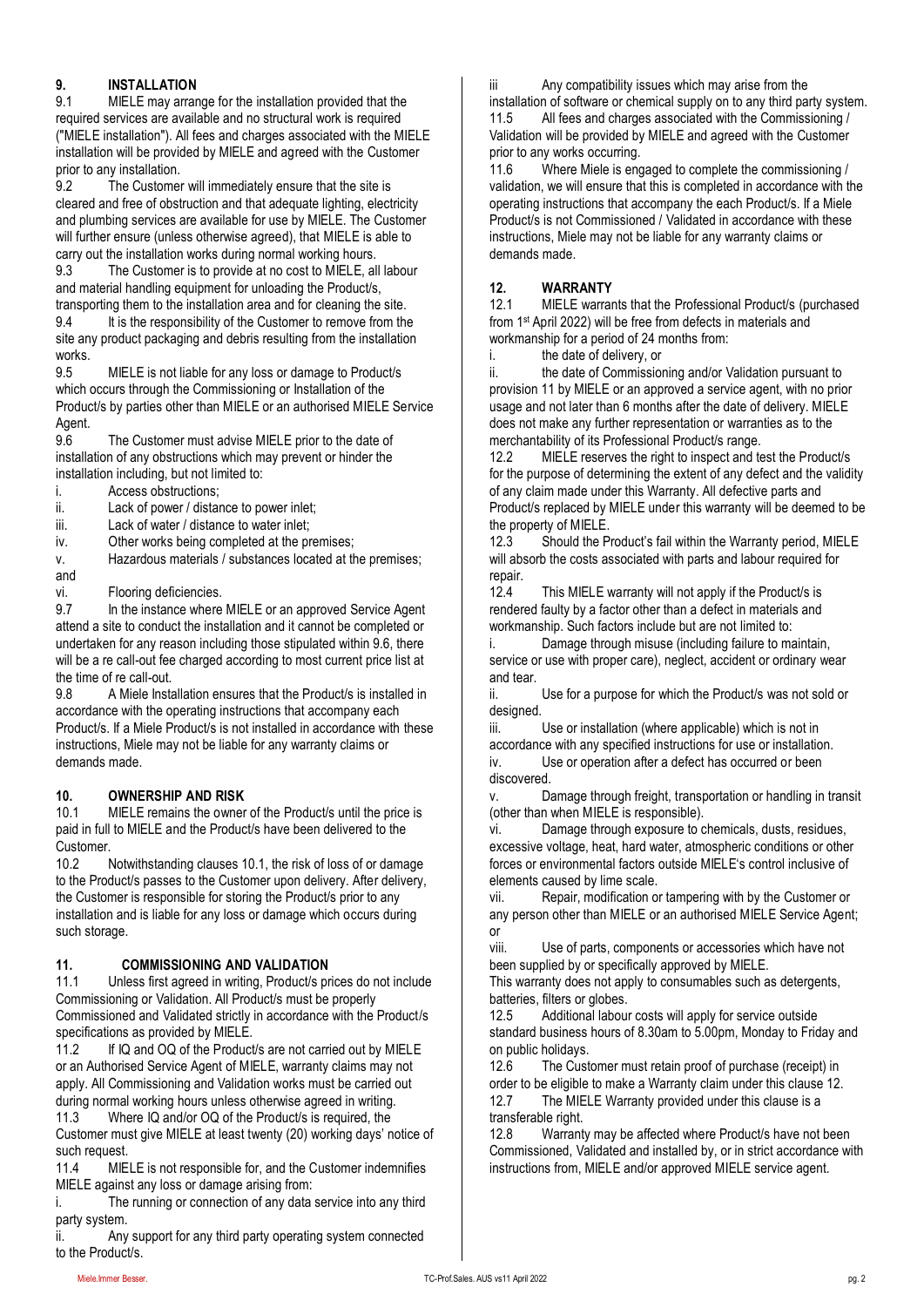## 9. INSTALLATION

9.1 MIELE may arrange for the installation provided that the required services are available and no structural work is required ("MIELE installation"). All fees and charges associated with the MIELE installation will be provided by MIELE and agreed with the Customer prior to any installation.

9.2 The Customer will immediately ensure that the site is cleared and free of obstruction and that adequate lighting, electricity and plumbing services are available for use by MIELE. The Customer will further ensure (unless otherwise agreed), that MIELE is able to carry out the installation works during normal working hours.

9.3 The Customer is to provide at no cost to MIELE, all labour and material handling equipment for unloading the Product/s, transporting them to the installation area and for cleaning the site.

9.4 It is the responsibility of the Customer to remove from the site any product packaging and debris resulting from the installation works.

9.5 MIELE is not liable for any loss or damage to Product/s which occurs through the Commissioning or Installation of the Product/s by parties other than MIELE or an authorised MIELE Service Agent.

9.6 The Customer must advise MIELE prior to the date of installation of any obstructions which may prevent or hinder the installation including, but not limited to:

i. Access obstructions;
ii. Lack of power / distance to power inlet;
iii. Lack of water / distance to water inlet;
iv. Other works being completed at the premises;
v. Hazardous materials / substances located at the premises; and
vi. Flooring deficiencies.

9.7 In the instance where MIELE or an approved Service Agent attend a site to conduct the installation and it cannot be completed or undertaken for any reason including those stipulated within 9.6, there will be a re call-out fee charged according to most current price list at the time of re call-out.

9.8 A Miele Installation ensures that the Product/s is installed in accordance with the operating instructions that accompany each Product/s. If a Miele Product/s is not installed in accordance with these instructions, Miele may not be liable for any warranty claims or demands made.

## 10. OWNERSHIP AND RISK

10.1 MIELE remains the owner of the Product/s until the price is paid in full to MIELE and the Product/s have been delivered to the Customer.

10.2 Notwithstanding clauses 10.1, the risk of loss of or damage to the Product/s passes to the Customer upon delivery. After delivery, the Customer is responsible for storing the Product/s prior to any installation and is liable for any loss or damage which occurs during such storage.

## 11. COMMISSIONING AND VALIDATION

11.1 Unless first agreed in writing, Product/s prices do not include Commissioning or Validation. All Product/s must be properly Commissioned and Validated strictly in accordance with the Product/s specifications as provided by MIELE.

11.2 If IQ and OQ of the Product/s are not carried out by MIELE or an Authorised Service Agent of MIELE, warranty claims may not apply. All Commissioning and Validation works must be carried out during normal working hours unless otherwise agreed in writing.

11.3 Where IQ and/or OQ of the Product/s is required, the Customer must give MIELE at least twenty (20) working days' notice of such request.

11.4 MIELE is not responsible for, and the Customer indemnifies MIELE against any loss or damage arising from:

i. The running or connection of any data service into any third party system.
ii. Any support for any third party operating system connected to the Product/s.
iii Any compatibility issues which may arise from the installation of software or chemical supply on to any third party system.

11.5 All fees and charges associated with the Commissioning / Validation will be provided by MIELE and agreed with the Customer prior to any works occurring.

11.6 Where Miele is engaged to complete the commissioning / validation, we will ensure that this is completed in accordance with the operating instructions that accompany the each Product/s. If a Miele Product/s is not Commissioned / Validated in accordance with these instructions, Miele may not be liable for any warranty claims or demands made.

## 12. WARRANTY

12.1 MIELE warrants that the Professional Product/s (purchased from 1st April 2022) will be free from defects in materials and workmanship for a period of 24 months from:

i. the date of delivery, or
ii. the date of Commissioning and/or Validation pursuant to provision 11 by MIELE or an approved a service agent, with no prior usage and not later than 6 months after the date of delivery. MIELE does not make any further representation or warranties as to the merchantability of its Professional Product/s range.

12.2 MIELE reserves the right to inspect and test the Product/s for the purpose of determining the extent of any defect and the validity of any claim made under this Warranty. All defective parts and Product/s replaced by MIELE under this warranty will be deemed to be the property of MIELE.

12.3 Should the Product's fail within the Warranty period, MIELE will absorb the costs associated with parts and labour required for repair.

12.4 This MIELE warranty will not apply if the Product/s is rendered faulty by a factor other than a defect in materials and workmanship. Such factors include but are not limited to:

i. Damage through misuse (including failure to maintain, service or use with proper care), neglect, accident or ordinary wear and tear.
ii. Use for a purpose for which the Product/s was not sold or designed.
iii. Use or installation (where applicable) which is not in accordance with any specified instructions for use or installation.
iv. Use or operation after a defect has occurred or been discovered.
v. Damage through freight, transportation or handling in transit (other than when MIELE is responsible).
vi. Damage through exposure to chemicals, dusts, residues, excessive voltage, heat, hard water, atmospheric conditions or other forces or environmental factors outside MIELE's control inclusive of elements caused by lime scale.
vii. Repair, modification or tampering with by the Customer or any person other than MIELE or an authorised MIELE Service Agent; or
viii. Use of parts, components or accessories which have not been supplied by or specifically approved by MIELE.

This warranty does not apply to consumables such as detergents, batteries, filters or globes.

12.5 Additional labour costs will apply for service outside standard business hours of 8.30am to 5.00pm, Monday to Friday and on public holidays.

12.6 The Customer must retain proof of purchase (receipt) in order to be eligible to make a Warranty claim under this clause 12.

12.7 The MIELE Warranty provided under this clause is a transferable right.

12.8 Warranty may be affected where Product/s have not been Commissioned, Validated and installed by, or in strict accordance with instructions from, MIELE and/or approved MIELE service agent.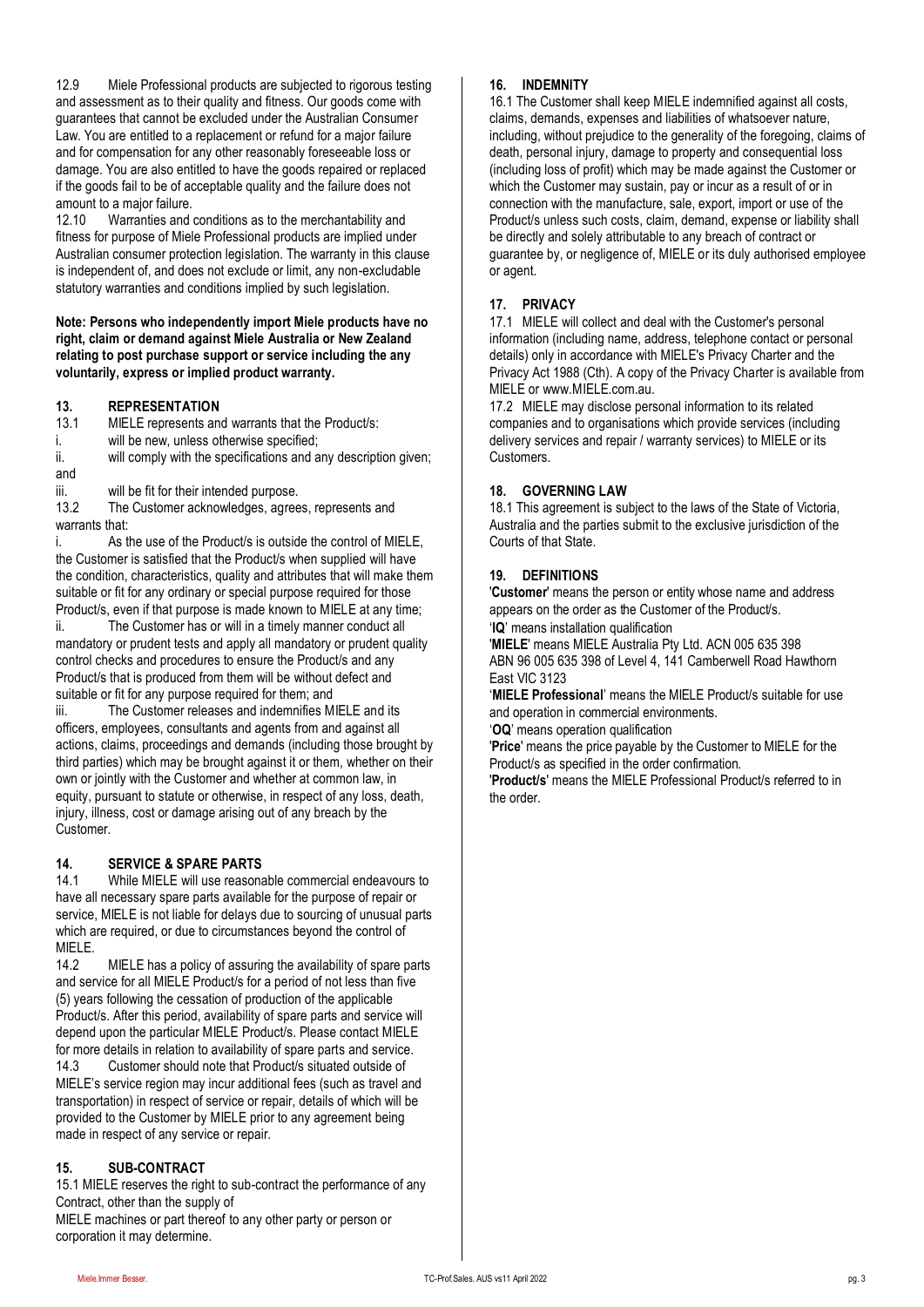12.9 Miele Professional products are subjected to rigorous testing and assessment as to their quality and fitness. Our goods come with guarantees that cannot be excluded under the Australian Consumer Law. You are entitled to a replacement or refund for a major failure and for compensation for any other reasonably foreseeable loss or damage. You are also entitled to have the goods repaired or replaced if the goods fail to be of acceptable quality and the failure does not amount to a major failure.

12.10 Warranties and conditions as to the merchantability and fitness for purpose of Miele Professional products are implied under Australian consumer protection legislation. The warranty in this clause is independent of, and does not exclude or limit, any non-excludable statutory warranties and conditions implied by such legislation.

**Note: Persons who independently import Miele products have no right, claim or demand against Miele Australia or New Zealand relating to post purchase support or service including the any voluntarily, express or implied product warranty.**

## 13. REPRESENTATION

13.1 MIELE represents and warrants that the Product/s:

i. will be new, unless otherwise specified;

ii. will comply with the specifications and any description given; and

iii. will be fit for their intended purpose.

13.2 The Customer acknowledges, agrees, represents and warrants that:

i. As the use of the Product/s is outside the control of MIELE, the Customer is satisfied that the Product/s when supplied will have the condition, characteristics, quality and attributes that will make them suitable or fit for any ordinary or special purpose required for those Product/s, even if that purpose is made known to MIELE at any time;

ii. The Customer has or will in a timely manner conduct all mandatory or prudent tests and apply all mandatory or prudent quality control checks and procedures to ensure the Product/s and any Product/s that is produced from them will be without defect and suitable or fit for any purpose required for them; and

iii. The Customer releases and indemnifies MIELE and its officers, employees, consultants and agents from and against all actions, claims, proceedings and demands (including those brought by third parties) which may be brought against it or them, whether on their own or jointly with the Customer and whether at common law, in equity, pursuant to statute or otherwise, in respect of any loss, death, injury, illness, cost or damage arising out of any breach by the Customer.

## 14. SERVICE & SPARE PARTS

14.1 While MIELE will use reasonable commercial endeavours to have all necessary spare parts available for the purpose of repair or service, MIELE is not liable for delays due to sourcing of unusual parts which are required, or due to circumstances beyond the control of MIELE.

14.2 MIELE has a policy of assuring the availability of spare parts and service for all MIELE Product/s for a period of not less than five (5) years following the cessation of production of the applicable Product/s. After this period, availability of spare parts and service will depend upon the particular MIELE Product/s. Please contact MIELE for more details in relation to availability of spare parts and service.

14.3 Customer should note that Product/s situated outside of MIELE's service region may incur additional fees (such as travel and transportation) in respect of service or repair, details of which will be provided to the Customer by MIELE prior to any agreement being made in respect of any service or repair.

## 15. SUB-CONTRACT

15.1 MIELE reserves the right to sub-contract the performance of any Contract, other than the supply of
MIELE machines or part thereof to any other party or person or corporation it may determine.

## 16. INDEMNITY

16.1 The Customer shall keep MIELE indemnified against all costs, claims, demands, expenses and liabilities of whatsoever nature, including, without prejudice to the generality of the foregoing, claims of death, personal injury, damage to property and consequential loss (including loss of profit) which may be made against the Customer or which the Customer may sustain, pay or incur as a result of or in connection with the manufacture, sale, export, import or use of the Product/s unless such costs, claim, demand, expense or liability shall be directly and solely attributable to any breach of contract or guarantee by, or negligence of, MIELE or its duly authorised employee or agent.

## 17. PRIVACY

17.1 MIELE will collect and deal with the Customer's personal information (including name, address, telephone contact or personal details) only in accordance with MIELE's Privacy Charter and the Privacy Act 1988 (Cth). A copy of the Privacy Charter is available from MIELE or www.MIELE.com.au.

17.2 MIELE may disclose personal information to its related companies and to organisations which provide services (including delivery services and repair / warranty services) to MIELE or its Customers.

## 18. GOVERNING LAW

18.1 This agreement is subject to the laws of the State of Victoria, Australia and the parties submit to the exclusive jurisdiction of the Courts of that State.

## 19. DEFINITIONS

'**Customer**' means the person or entity whose name and address appears on the order as the Customer of the Product/s.

'**IQ**' means installation qualification

'**MIELE**' means MIELE Australia Pty Ltd. ACN 005 635 398 ABN 96 005 635 398 of Level 4, 141 Camberwell Road Hawthorn East VIC 3123

'**MIELE Professional**' means the MIELE Product/s suitable for use and operation in commercial environments.

'**OQ**' means operation qualification

'**Price**' means the price payable by the Customer to MIELE for the Product/s as specified in the order confirmation.

'**Product/s**' means the MIELE Professional Product/s referred to in the order.